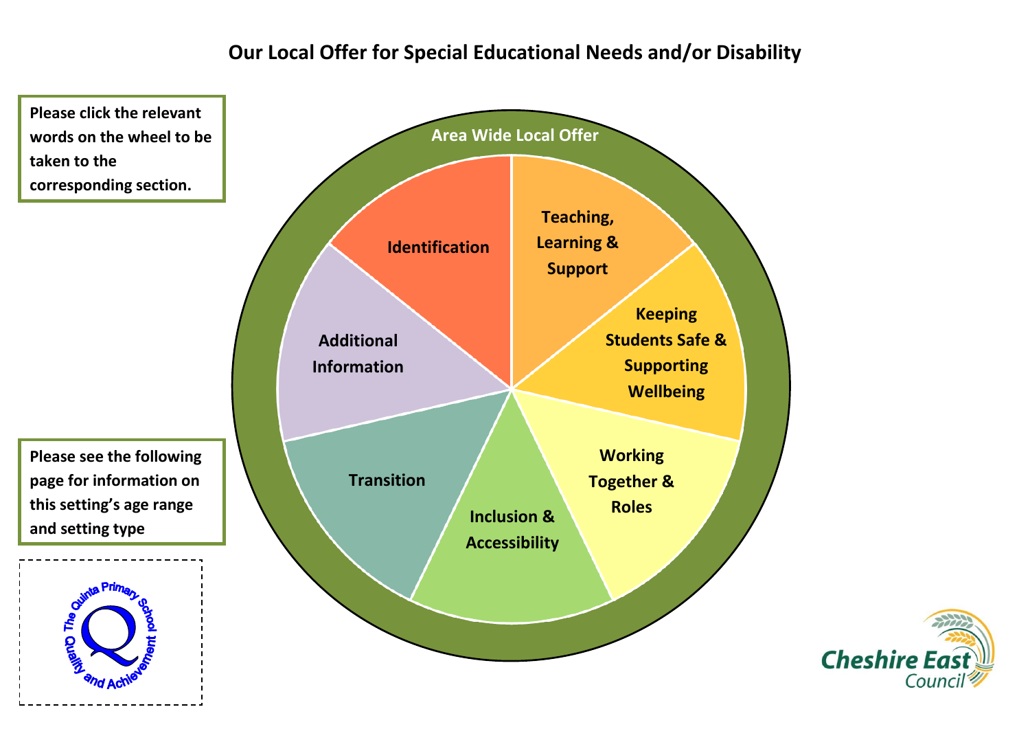# Our Local Offer for Special Educational Needs and/or Disability

Please click the relevant words on the wheel to be taken to the corresponding section.

Area Wide Local Offer

- Identification
- Teaching, Learning & Support
- Keeping Students Safe & Supporting Wellbeing
- Working Together & Roles
- Inclusion & Accessibility
- Transition
- Additional Information

Please see the following page for information on this setting's age range and setting type

The Quinta Primary School – Quality and Achievement

Cheshire East Council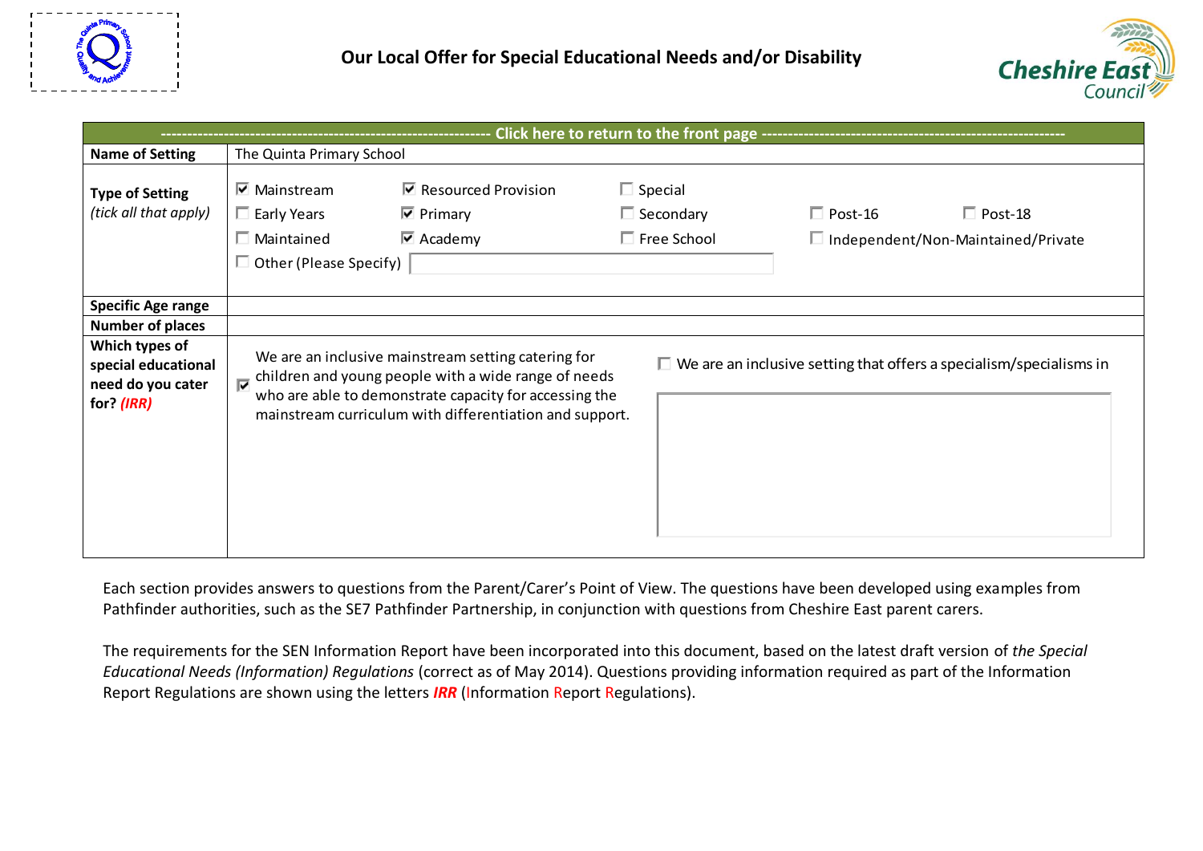# Our Local Offer for Special Educational Needs and/or Disability

| ------------------------------------------------------------- Click here to return to the front page ------------------------------------------------------------- | |
|---|---|
| **Name of Setting** | The Quinta Primary School |
| **Type of Setting** *(tick all that apply)* | ☑ Mainstream ☑ Resourced Provision ☐ Special ☐ Early Years ☑ Primary ☐ Secondary ☐ Post-16 ☐ Post-18 ☐ Maintained ☑ Academy ☐ Free School ☐ Independent/Non-Maintained/Private ☐ Other (Please Specify) |
| **Specific Age range** | |
| **Number of places** | |
| **Which types of special educational need do you cater for? *(IRR)*** | ☑ We are an inclusive mainstream setting catering for children and young people with a wide range of needs who are able to demonstrate capacity for accessing the mainstream curriculum with differentiation and support. ☐ We are an inclusive setting that offers a specialism/specialisms in |

Each section provides answers to questions from the Parent/Carer's Point of View. The questions have been developed using examples from Pathfinder authorities, such as the SE7 Pathfinder Partnership, in conjunction with questions from Cheshire East parent carers.

The requirements for the SEN Information Report have been incorporated into this document, based on the latest draft version of *the Special Educational Needs (Information) Regulations* (correct as of May 2014). Questions providing information required as part of the Information Report Regulations are shown using the letters ***IRR*** (Information Report Regulations).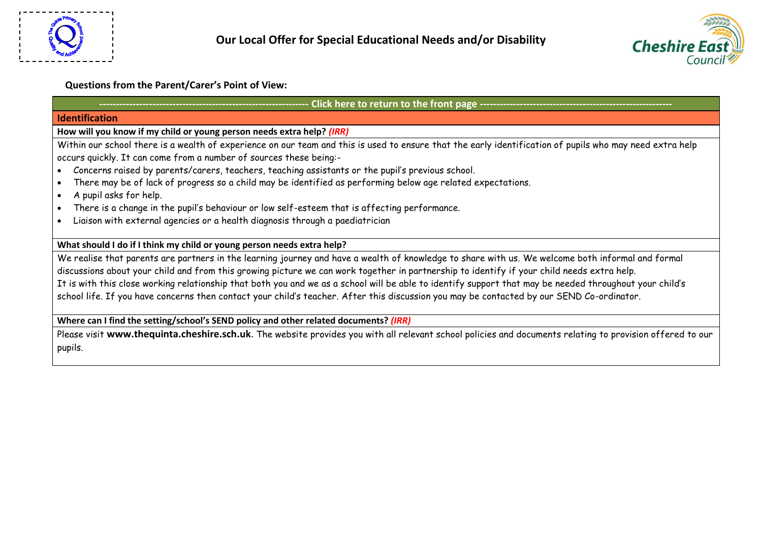# Our Local Offer for Special Educational Needs and/or Disability

**Questions from the Parent/Carer's Point of View:**

---------------------------------------------------------------- Click here to return to the front page ----------------------------------------------------------

## Identification

**How will you know if my child or young person needs extra help?** ***(IRR)***

Within our school there is a wealth of experience on our team and this is used to ensure that the early identification of pupils who may need extra help occurs quickly. It can come from a number of sources these being:-

- Concerns raised by parents/carers, teachers, teaching assistants or the pupil's previous school.
- There may be of lack of progress so a child may be identified as performing below age related expectations.
- A pupil asks for help.
- There is a change in the pupil's behaviour or low self-esteem that is affecting performance.
- Liaison with external agencies or a health diagnosis through a paediatrician

**What should I do if I think my child or young person needs extra help?**

We realise that parents are partners in the learning journey and have a wealth of knowledge to share with us. We welcome both informal and formal discussions about your child and from this growing picture we can work together in partnership to identify if your child needs extra help.
It is with this close working relationship that both you and we as a school will be able to identify support that may be needed throughout your child's school life. If you have concerns then contact your child's teacher. After this discussion you may be contacted by our SEND Co-ordinator.

**Where can I find the setting/school's SEND policy and other related documents?** ***(IRR)***

Please visit **www.thequinta.cheshire.sch.uk**. The website provides you with all relevant school policies and documents relating to provision offered to our pupils.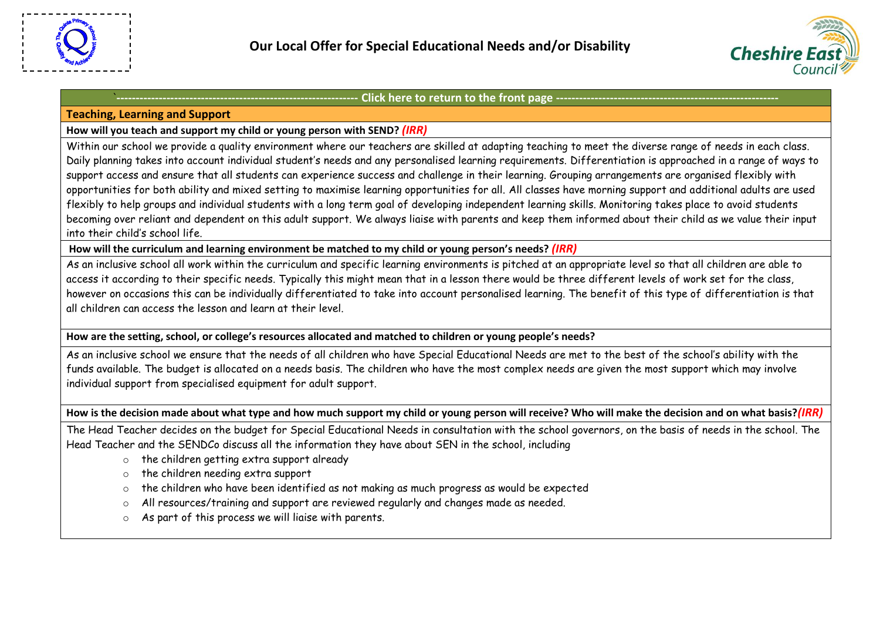# Our Local Offer for Special Educational Needs and/or Disability

`------------------------------------------------------------ Click here to return to the front page ------------------------------------------------------------

## Teaching, Learning and Support

**How will you teach and support my child or young person with SEND?** ***(IRR)***

Within our school we provide a quality environment where our teachers are skilled at adapting teaching to meet the diverse range of needs in each class. Daily planning takes into account individual student's needs and any personalised learning requirements. Differentiation is approached in a range of ways to support access and ensure that all students can experience success and challenge in their learning. Grouping arrangements are organised flexibly with opportunities for both ability and mixed setting to maximise learning opportunities for all. All classes have morning support and additional adults are used flexibly to help groups and individual students with a long term goal of developing independent learning skills. Monitoring takes place to avoid students becoming over reliant and dependent on this adult support. We always liaise with parents and keep them informed about their child as we value their input into their child's school life.

**How will the curriculum and learning environment be matched to my child or young person's needs?** ***(IRR)***

As an inclusive school all work within the curriculum and specific learning environments is pitched at an appropriate level so that all children are able to access it according to their specific needs. Typically this might mean that in a lesson there would be three different levels of work set for the class, however on occasions this can be individually differentiated to take into account personalised learning. The benefit of this type of differentiation is that all children can access the lesson and learn at their level.

**How are the setting, school, or college's resources allocated and matched to children or young people's needs?**

As an inclusive school we ensure that the needs of all children who have Special Educational Needs are met to the best of the school's ability with the funds available. The budget is allocated on a needs basis. The children who have the most complex needs are given the most support which may involve individual support from specialised equipment for adult support.

**How is the decision made about what type and how much support my child or young person will receive? Who will make the decision and on what basis?*****(IRR)***

The Head Teacher decides on the budget for Special Educational Needs in consultation with the school governors, on the basis of needs in the school. The Head Teacher and the SENDCo discuss all the information they have about SEN in the school, including

- the children getting extra support already
- the children needing extra support
- the children who have been identified as not making as much progress as would be expected
- All resources/training and support are reviewed regularly and changes made as needed.
- As part of this process we will liaise with parents.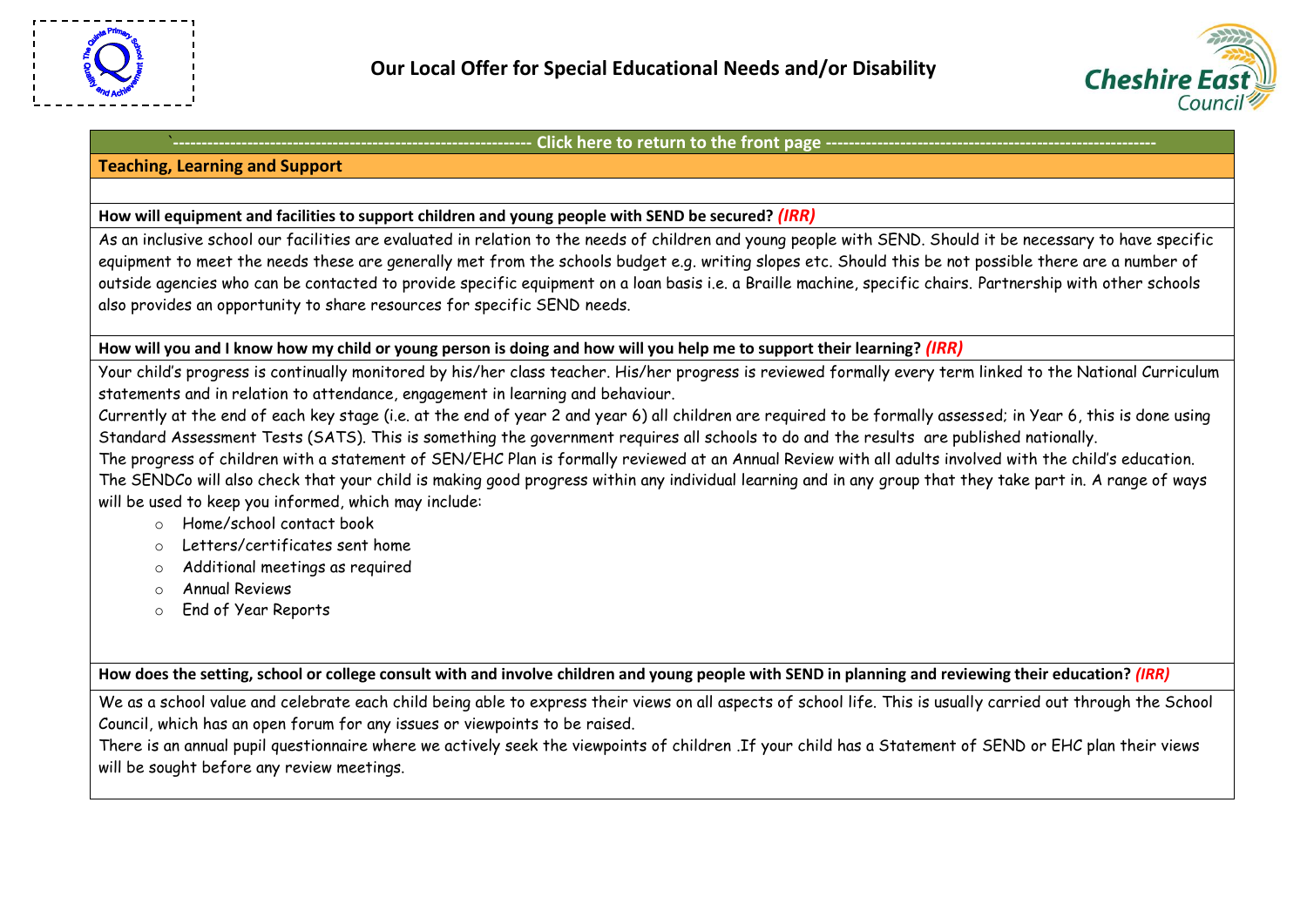# Our Local Offer for Special Educational Needs and/or Disability

`------------------------------------------------------------- Click here to return to the front page ---------------------------------------------------------

## Teaching, Learning and Support

**How will equipment and facilities to support children and young people with SEND be secured?** ***(IRR)***

As an inclusive school our facilities are evaluated in relation to the needs of children and young people with SEND. Should it be necessary to have specific equipment to meet the needs these are generally met from the schools budget e.g. writing slopes etc. Should this be not possible there are a number of outside agencies who can be contacted to provide specific equipment on a loan basis i.e. a Braille machine, specific chairs. Partnership with other schools also provides an opportunity to share resources for specific SEND needs.

**How will you and I know how my child or young person is doing and how will you help me to support their learning?** ***(IRR)***

Your child's progress is continually monitored by his/her class teacher. His/her progress is reviewed formally every term linked to the National Curriculum statements and in relation to attendance, engagement in learning and behaviour.
Currently at the end of each key stage (i.e. at the end of year 2 and year 6) all children are required to be formally assessed; in Year 6, this is done using Standard Assessment Tests (SATS). This is something the government requires all schools to do and the results are published nationally.
The progress of children with a statement of SEN/EHC Plan is formally reviewed at an Annual Review with all adults involved with the child's education.
The SENDCo will also check that your child is making good progress within any individual learning and in any group that they take part in. A range of ways will be used to keep you informed, which may include:

- Home/school contact book
- Letters/certificates sent home
- Additional meetings as required
- Annual Reviews
- End of Year Reports

**How does the setting, school or college consult with and involve children and young people with SEND in planning and reviewing their education?** ***(IRR)***

We as a school value and celebrate each child being able to express their views on all aspects of school life. This is usually carried out through the School Council, which has an open forum for any issues or viewpoints to be raised.
There is an annual pupil questionnaire where we actively seek the viewpoints of children .If your child has a Statement of SEND or EHC plan their views will be sought before any review meetings.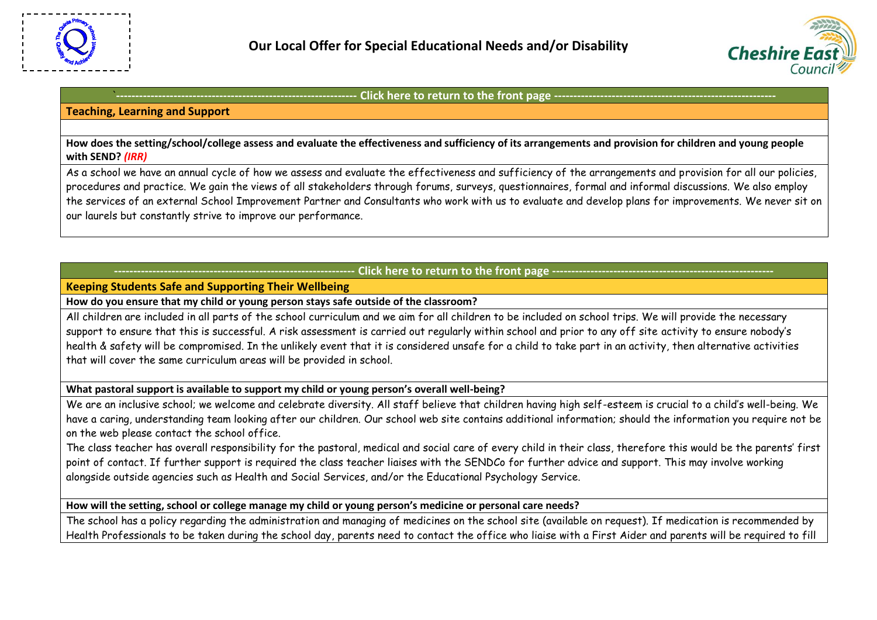# Our Local Offer for Special Educational Needs and/or Disability

`-------------------------------------------------------------- Click here to return to the front page ----------------------------------------------------------

## Teaching, Learning and Support

**How does the setting/school/college assess and evaluate the effectiveness and sufficiency of its arrangements and provision for children and young people with SEND? *(IRR)***

As a school we have an annual cycle of how we assess and evaluate the effectiveness and sufficiency of the arrangements and provision for all our policies, procedures and practice. We gain the views of all stakeholders through forums, surveys, questionnaires, formal and informal discussions. We also employ the services of an external School Improvement Partner and Consultants who work with us to evaluate and develop plans for improvements. We never sit on our laurels but constantly strive to improve our performance.

-------------------------------------------------------------- Click here to return to the front page ----------------------------------------------------------

## Keeping Students Safe and Supporting Their Wellbeing

**How do you ensure that my child or young person stays safe outside of the classroom?**

All children are included in all parts of the school curriculum and we aim for all children to be included on school trips. We will provide the necessary support to ensure that this is successful. A risk assessment is carried out regularly within school and prior to any off site activity to ensure nobody's health & safety will be compromised. In the unlikely event that it is considered unsafe for a child to take part in an activity, then alternative activities that will cover the same curriculum areas will be provided in school.

**What pastoral support is available to support my child or young person's overall well-being?**

We are an inclusive school; we welcome and celebrate diversity. All staff believe that children having high self-esteem is crucial to a child's well-being. We have a caring, understanding team looking after our children. Our school web site contains additional information; should the information you require not be on the web please contact the school office.

The class teacher has overall responsibility for the pastoral, medical and social care of every child in their class, therefore this would be the parents' first point of contact. If further support is required the class teacher liaises with the SENDCo for further advice and support. This may involve working alongside outside agencies such as Health and Social Services, and/or the Educational Psychology Service.

**How will the setting, school or college manage my child or young person's medicine or personal care needs?**

The school has a policy regarding the administration and managing of medicines on the school site (available on request). If medication is recommended by Health Professionals to be taken during the school day, parents need to contact the office who liaise with a First Aider and parents will be required to fill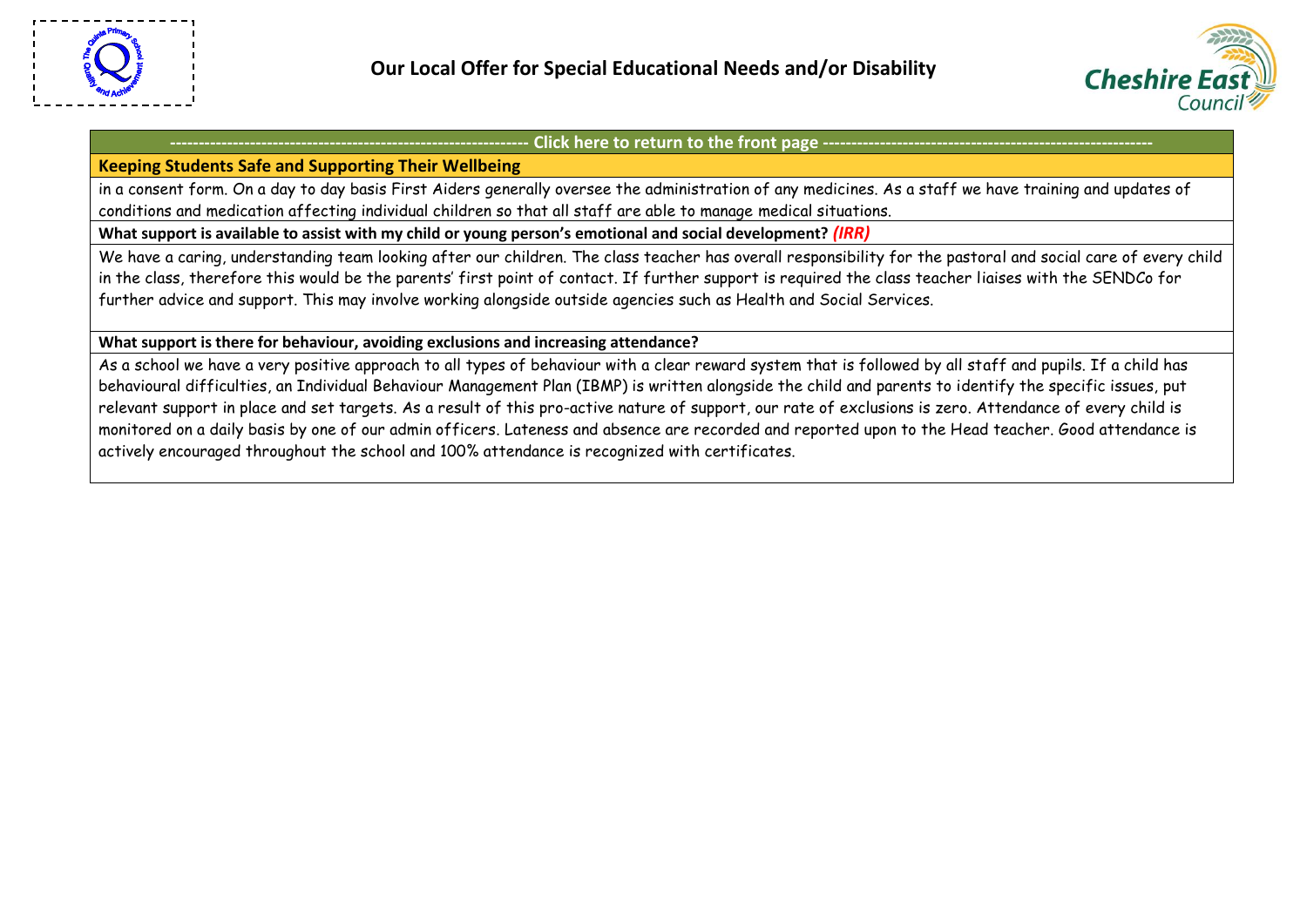## Our Local Offer for Special Educational Needs and/or Disability

--------------------------------------------------------------- Click here to return to the front page ---------------------------------------------------------

### Keeping Students Safe and Supporting Their Wellbeing

in a consent form. On a day to day basis First Aiders generally oversee the administration of any medicines. As a staff we have training and updates of conditions and medication affecting individual children so that all staff are able to manage medical situations.

**What support is available to assist with my child or young person's emotional and social development? *(IRR)***

We have a caring, understanding team looking after our children. The class teacher has overall responsibility for the pastoral and social care of every child in the class, therefore this would be the parents' first point of contact. If further support is required the class teacher liaises with the SENDCo for further advice and support. This may involve working alongside outside agencies such as Health and Social Services.

**What support is there for behaviour, avoiding exclusions and increasing attendance?**

As a school we have a very positive approach to all types of behaviour with a clear reward system that is followed by all staff and pupils. If a child has behavioural difficulties, an Individual Behaviour Management Plan (IBMP) is written alongside the child and parents to identify the specific issues, put relevant support in place and set targets. As a result of this pro-active nature of support, our rate of exclusions is zero. Attendance of every child is monitored on a daily basis by one of our admin officers. Lateness and absence are recorded and reported upon to the Head teacher. Good attendance is actively encouraged throughout the school and 100% attendance is recognized with certificates.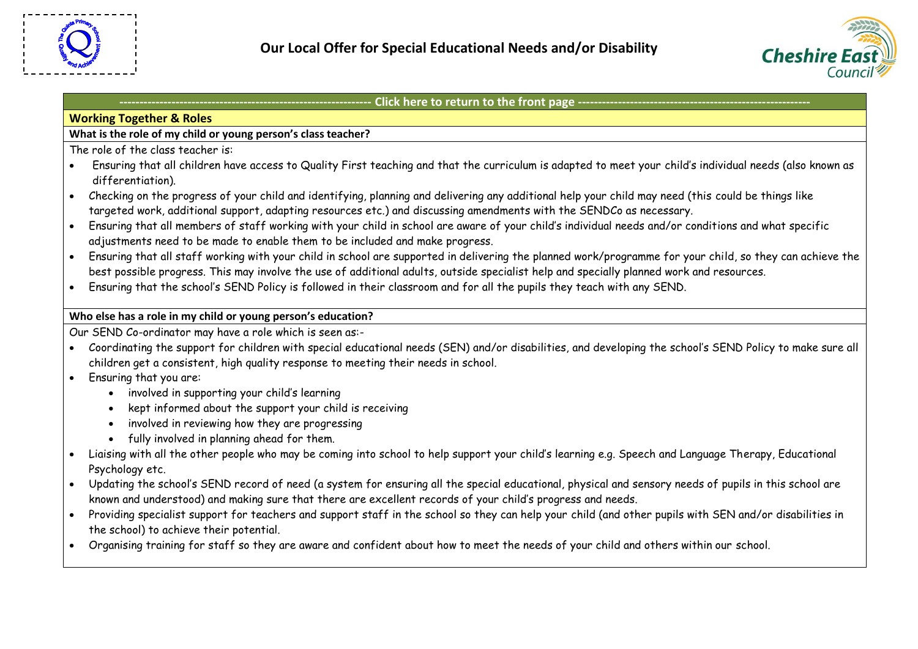# Our Local Offer for Special Educational Needs and/or Disability

---------------------------------------------------------------- Click here to return to the front page ----------------------------------------------------------

## Working Together & Roles

**What is the role of my child or young person's class teacher?**

The role of the class teacher is:

- Ensuring that all children have access to Quality First teaching and that the curriculum is adapted to meet your child's individual needs (also known as differentiation).
- Checking on the progress of your child and identifying, planning and delivering any additional help your child may need (this could be things like targeted work, additional support, adapting resources etc.) and discussing amendments with the SENDCo as necessary.
- Ensuring that all members of staff working with your child in school are aware of your child's individual needs and/or conditions and what specific adjustments need to be made to enable them to be included and make progress.
- Ensuring that all staff working with your child in school are supported in delivering the planned work/programme for your child, so they can achieve the best possible progress. This may involve the use of additional adults, outside specialist help and specially planned work and resources.
- Ensuring that the school's SEND Policy is followed in their classroom and for all the pupils they teach with any SEND.

**Who else has a role in my child or young person's education?**

Our SEND Co-ordinator may have a role which is seen as:-

- Coordinating the support for children with special educational needs (SEN) and/or disabilities, and developing the school's SEND Policy to make sure all children get a consistent, high quality response to meeting their needs in school.
- Ensuring that you are:
  - involved in supporting your child's learning
  - kept informed about the support your child is receiving
  - involved in reviewing how they are progressing
  - fully involved in planning ahead for them.
- Liaising with all the other people who may be coming into school to help support your child's learning e.g. Speech and Language Therapy, Educational Psychology etc.
- Updating the school's SEND record of need (a system for ensuring all the special educational, physical and sensory needs of pupils in this school are known and understood) and making sure that there are excellent records of your child's progress and needs.
- Providing specialist support for teachers and support staff in the school so they can help your child (and other pupils with SEN and/or disabilities in the school) to achieve their potential.
- Organising training for staff so they are aware and confident about how to meet the needs of your child and others within our school.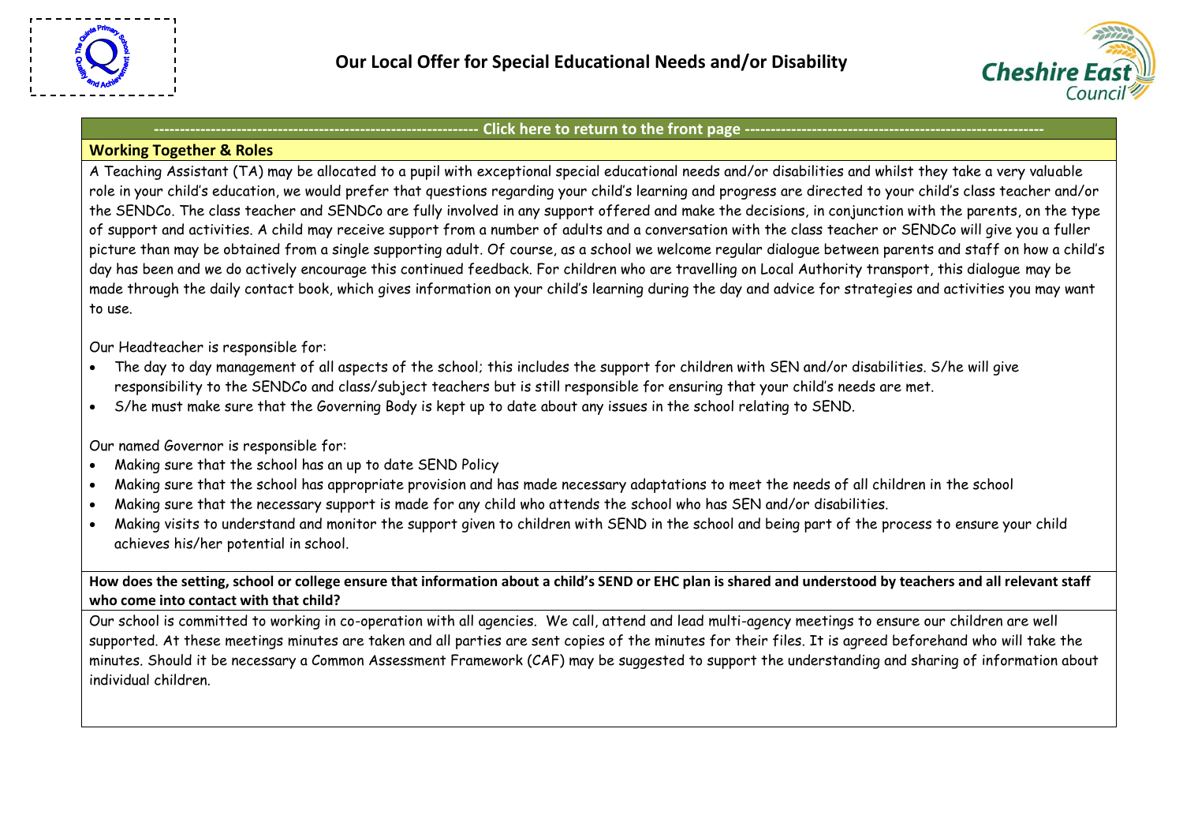# Our Local Offer for Special Educational Needs and/or Disability

---------------------------------------------------------------- Click here to return to the front page ----------------------------------------------------------

## Working Together & Roles

A Teaching Assistant (TA) may be allocated to a pupil with exceptional special educational needs and/or disabilities and whilst they take a very valuable role in your child's education, we would prefer that questions regarding your child's learning and progress are directed to your child's class teacher and/or the SENDCo. The class teacher and SENDCo are fully involved in any support offered and make the decisions, in conjunction with the parents, on the type of support and activities. A child may receive support from a number of adults and a conversation with the class teacher or SENDCo will give you a fuller picture than may be obtained from a single supporting adult. Of course, as a school we welcome regular dialogue between parents and staff on how a child's day has been and we do actively encourage this continued feedback. For children who are travelling on Local Authority transport, this dialogue may be made through the daily contact book, which gives information on your child's learning during the day and advice for strategies and activities you may want to use.

Our Headteacher is responsible for:

- The day to day management of all aspects of the school; this includes the support for children with SEN and/or disabilities. S/he will give responsibility to the SENDCo and class/subject teachers but is still responsible for ensuring that your child's needs are met.
- S/he must make sure that the Governing Body is kept up to date about any issues in the school relating to SEND.

Our named Governor is responsible for:

- Making sure that the school has an up to date SEND Policy
- Making sure that the school has appropriate provision and has made necessary adaptations to meet the needs of all children in the school
- Making sure that the necessary support is made for any child who attends the school who has SEN and/or disabilities.
- Making visits to understand and monitor the support given to children with SEND in the school and being part of the process to ensure your child achieves his/her potential in school.

**How does the setting, school or college ensure that information about a child's SEND or EHC plan is shared and understood by teachers and all relevant staff who come into contact with that child?**

Our school is committed to working in co-operation with all agencies. We call, attend and lead multi-agency meetings to ensure our children are well supported. At these meetings minutes are taken and all parties are sent copies of the minutes for their files. It is agreed beforehand who will take the minutes. Should it be necessary a Common Assessment Framework (CAF) may be suggested to support the understanding and sharing of information about individual children.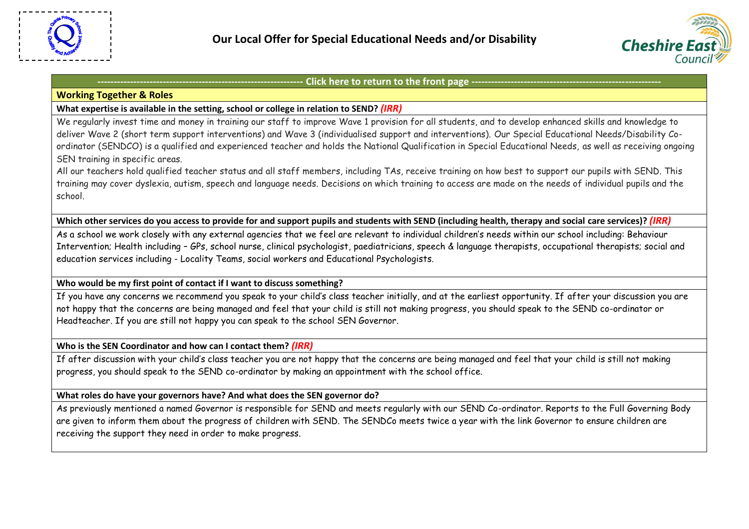# Our Local Offer for Special Educational Needs and/or Disability

---------------------------------------------------------------- Click here to return to the front page ----------------------------------------------------------

## Working Together & Roles

**What expertise is available in the setting, school or college in relation to SEND?** ***(IRR)***

We regularly invest time and money in training our staff to improve Wave 1 provision for all students, and to develop enhanced skills and knowledge to deliver Wave 2 (short term support interventions) and Wave 3 (individualised support and interventions). Our Special Educational Needs/Disability Co-ordinator (SENDCO) is a qualified and experienced teacher and holds the National Qualification in Special Educational Needs, as well as receiving ongoing SEN training in specific areas.

All our teachers hold qualified teacher status and all staff members, including TAs, receive training on how best to support our pupils with SEND. This training may cover dyslexia, autism, speech and language needs. Decisions on which training to access are made on the needs of individual pupils and the school.

**Which other services do you access to provide for and support pupils and students with SEND (including health, therapy and social care services)?** ***(IRR)***

As a school we work closely with any external agencies that we feel are relevant to individual children's needs within our school including: Behaviour Intervention; Health including – GPs, school nurse, clinical psychologist, paediatricians, speech & language therapists, occupational therapists; social and education services including - Locality Teams, social workers and Educational Psychologists.

**Who would be my first point of contact if I want to discuss something?**

If you have any concerns we recommend you speak to your child's class teacher initially, and at the earliest opportunity. If after your discussion you are not happy that the concerns are being managed and feel that your child is still not making progress, you should speak to the SEND co-ordinator or Headteacher. If you are still not happy you can speak to the school SEN Governor.

**Who is the SEN Coordinator and how can I contact them?** ***(IRR)***

If after discussion with your child's class teacher you are not happy that the concerns are being managed and feel that your child is still not making progress, you should speak to the SEND co-ordinator by making an appointment with the school office.

**What roles do have your governors have? And what does the SEN governor do?**

As previously mentioned a named Governor is responsible for SEND and meets regularly with our SEND Co-ordinator. Reports to the Full Governing Body are given to inform them about the progress of children with SEND. The SENDCo meets twice a year with the link Governor to ensure children are receiving the support they need in order to make progress.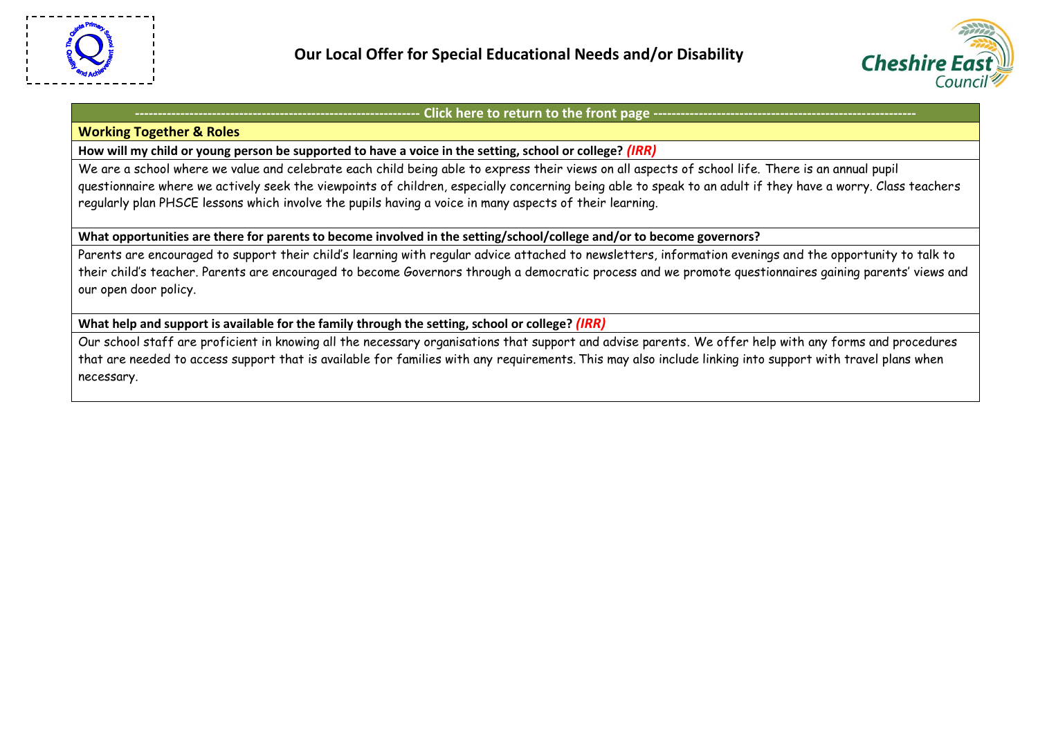# Our Local Offer for Special Educational Needs and/or Disability

--------------------------------------------------------------- Click here to return to the front page ---------------------------------------------------------------

## Working Together & Roles

**How will my child or young person be supported to have a voice in the setting, school or college?** ***(IRR)***

We are a school where we value and celebrate each child being able to express their views on all aspects of school life. There is an annual pupil questionnaire where we actively seek the viewpoints of children, especially concerning being able to speak to an adult if they have a worry. Class teachers regularly plan PHSCE lessons which involve the pupils having a voice in many aspects of their learning.

**What opportunities are there for parents to become involved in the setting/school/college and/or to become governors?**

Parents are encouraged to support their child's learning with regular advice attached to newsletters, information evenings and the opportunity to talk to their child's teacher. Parents are encouraged to become Governors through a democratic process and we promote questionnaires gaining parents' views and our open door policy.

**What help and support is available for the family through the setting, school or college?** ***(IRR)***

Our school staff are proficient in knowing all the necessary organisations that support and advise parents. We offer help with any forms and procedures that are needed to access support that is available for families with any requirements. This may also include linking into support with travel plans when necessary.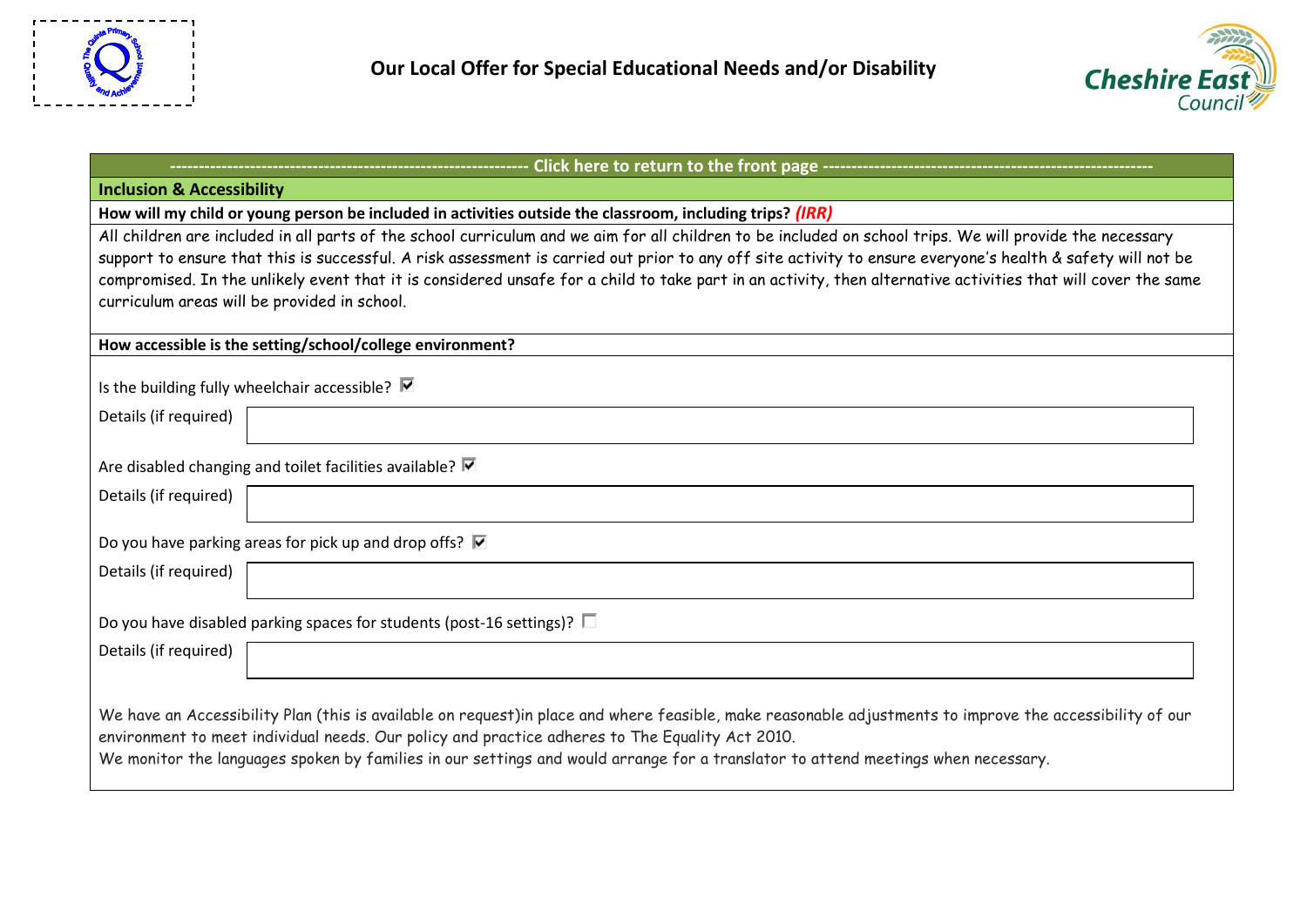# Our Local Offer for Special Educational Needs and/or Disability

---------------------------------------------------------------- Click here to return to the front page ----------------------------------------------------------

## Inclusion & Accessibility

**How will my child or young person be included in activities outside the classroom, including trips?** ***(IRR)***

All children are included in all parts of the school curriculum and we aim for all children to be included on school trips. We will provide the necessary support to ensure that this is successful. A risk assessment is carried out prior to any off site activity to ensure everyone's health & safety will not be compromised. In the unlikely event that it is considered unsafe for a child to take part in an activity, then alternative activities that will cover the same curriculum areas will be provided in school.

**How accessible is the setting/school/college environment?**

Is the building fully wheelchair accessible? ☑

Details (if required)

Are disabled changing and toilet facilities available? ☑

Details (if required)

Do you have parking areas for pick up and drop offs? ☑

Details (if required)

Do you have disabled parking spaces for students (post-16 settings)? ☐

Details (if required)

We have an Accessibility Plan (this is available on request)in place and where feasible, make reasonable adjustments to improve the accessibility of our environment to meet individual needs. Our policy and practice adheres to The Equality Act 2010.

We monitor the languages spoken by families in our settings and would arrange for a translator to attend meetings when necessary.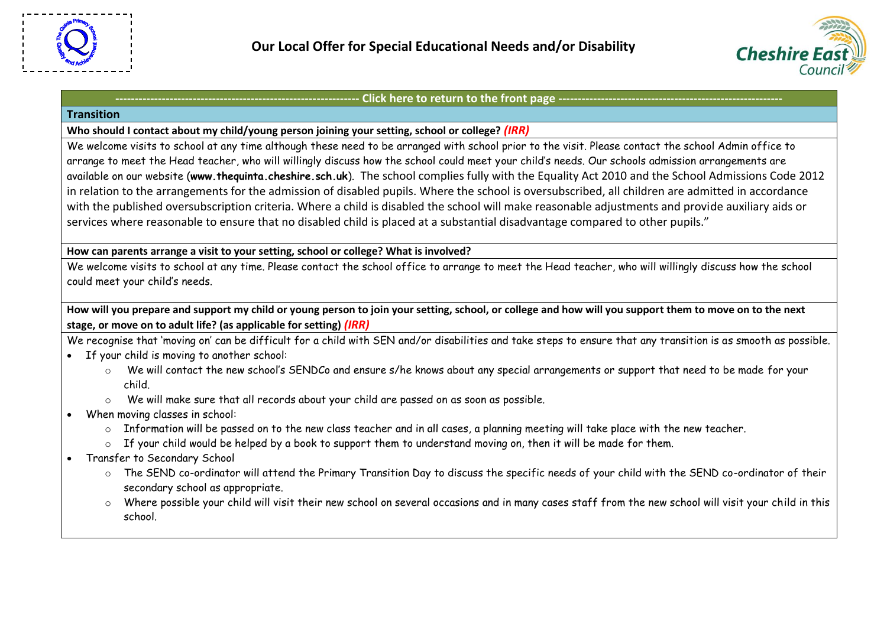# Our Local Offer for Special Educational Needs and/or Disability

---------------------------------------------------------------- Click here to return to the front page ----------------------------------------------------------

## Transition

**Who should I contact about my child/young person joining your setting, school or college?** ***(IRR)***

We welcome visits to school at any time although these need to be arranged with school prior to the visit. Please contact the school Admin office to arrange to meet the Head teacher, who will willingly discuss how the school could meet your child's needs. Our schools admission arrangements are available on our website (**www.thequinta.cheshire.sch.uk**). The school complies fully with the Equality Act 2010 and the School Admissions Code 2012 in relation to the arrangements for the admission of disabled pupils. Where the school is oversubscribed, all children are admitted in accordance with the published oversubscription criteria. Where a child is disabled the school will make reasonable adjustments and provide auxiliary aids or services where reasonable to ensure that no disabled child is placed at a substantial disadvantage compared to other pupils."

**How can parents arrange a visit to your setting, school or college? What is involved?**

We welcome visits to school at any time. Please contact the school office to arrange to meet the Head teacher, who will willingly discuss how the school could meet your child's needs.

**How will you prepare and support my child or young person to join your setting, school, or college and how will you support them to move on to the next stage, or move on to adult life? (as applicable for setting)** ***(IRR)***

We recognise that 'moving on' can be difficult for a child with SEN and/or disabilities and take steps to ensure that any transition is as smooth as possible.

- If your child is moving to another school:
  - We will contact the new school's SENDCo and ensure s/he knows about any special arrangements or support that need to be made for your child.
  - We will make sure that all records about your child are passed on as soon as possible.
- When moving classes in school:
  - Information will be passed on to the new class teacher and in all cases, a planning meeting will take place with the new teacher.
  - If your child would be helped by a book to support them to understand moving on, then it will be made for them.
- Transfer to Secondary School
  - The SEND co-ordinator will attend the Primary Transition Day to discuss the specific needs of your child with the SEND co-ordinator of their secondary school as appropriate.
  - Where possible your child will visit their new school on several occasions and in many cases staff from the new school will visit your child in this school.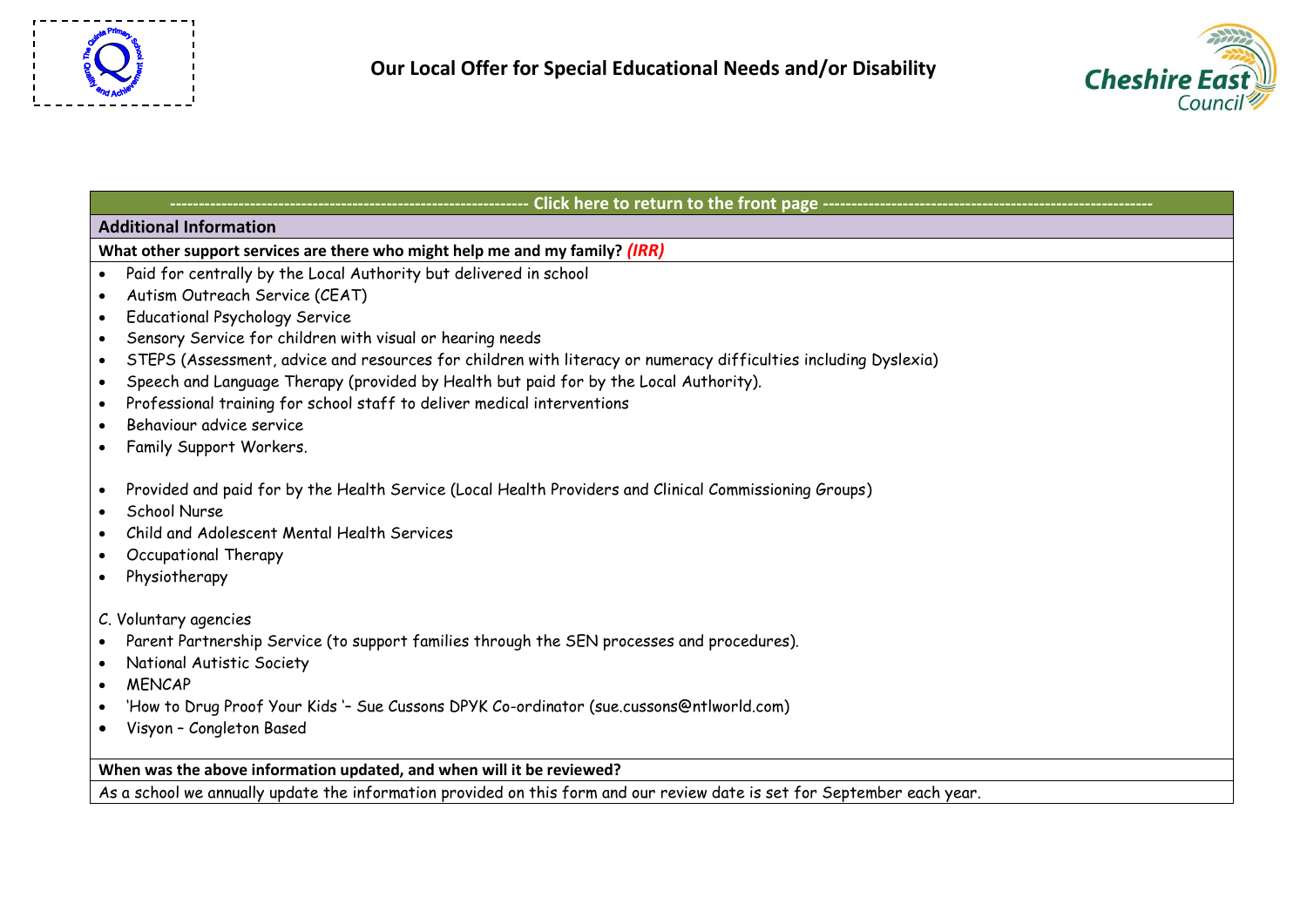# Our Local Offer for Special Educational Needs and/or Disability

---------------------------------------------------------------- Click here to return to the front page ----------------------------------------------------------

## Additional Information

**What other support services are there who might help me and my family?** ***(IRR)***

- Paid for centrally by the Local Authority but delivered in school
- Autism Outreach Service (CEAT)
- Educational Psychology Service
- Sensory Service for children with visual or hearing needs
- STEPS (Assessment, advice and resources for children with literacy or numeracy difficulties including Dyslexia)
- Speech and Language Therapy (provided by Health but paid for by the Local Authority).
- Professional training for school staff to deliver medical interventions
- Behaviour advice service
- Family Support Workers.

- Provided and paid for by the Health Service (Local Health Providers and Clinical Commissioning Groups)
- School Nurse
- Child and Adolescent Mental Health Services
- Occupational Therapy
- Physiotherapy

C. Voluntary agencies

- Parent Partnership Service (to support families through the SEN processes and procedures).
- National Autistic Society
- MENCAP
- 'How to Drug Proof Your Kids '– Sue Cussons DPYK Co-ordinator (sue.cussons@ntlworld.com)
- Visyon – Congleton Based

**When was the above information updated, and when will it be reviewed?**

As a school we annually update the information provided on this form and our review date is set for September each year.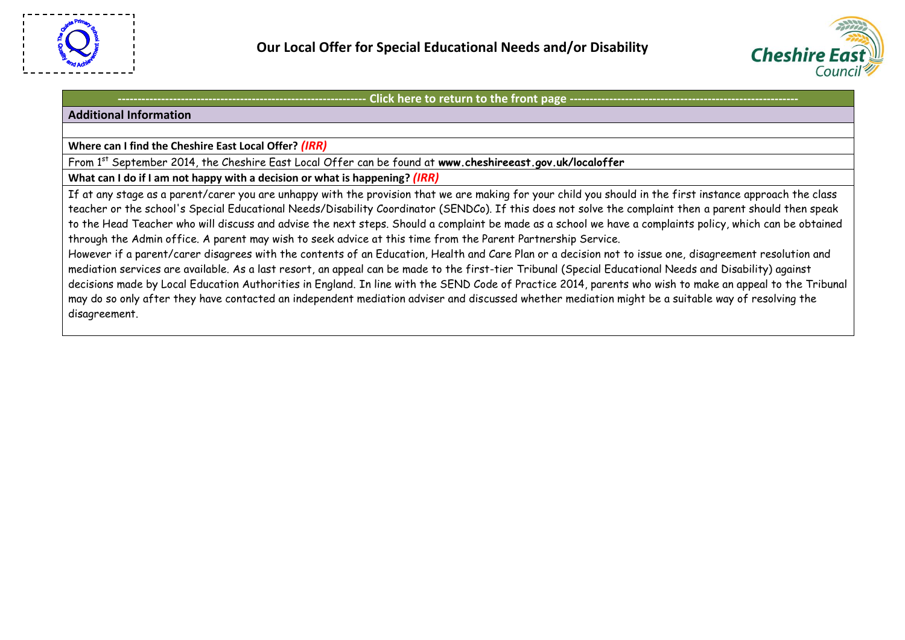# Our Local Offer for Special Educational Needs and/or Disability

------------------------------------------------------------ Click here to return to the front page ------------------------------------------------------------

## Additional Information

**Where can I find the Cheshire East Local Offer?** ***(IRR)***

From 1st September 2014, the Cheshire East Local Offer can be found at **www.cheshireeast.gov.uk/localoffer**

**What can I do if I am not happy with a decision or what is happening?** ***(IRR)***

If at any stage as a parent/carer you are unhappy with the provision that we are making for your child you should in the first instance approach the class teacher or the school's Special Educational Needs/Disability Coordinator (SENDCo). If this does not solve the complaint then a parent should then speak to the Head Teacher who will discuss and advise the next steps. Should a complaint be made as a school we have a complaints policy, which can be obtained through the Admin office. A parent may wish to seek advice at this time from the Parent Partnership Service.

However if a parent/carer disagrees with the contents of an Education, Health and Care Plan or a decision not to issue one, disagreement resolution and mediation services are available. As a last resort, an appeal can be made to the first-tier Tribunal (Special Educational Needs and Disability) against decisions made by Local Education Authorities in England. In line with the SEND Code of Practice 2014, parents who wish to make an appeal to the Tribunal may do so only after they have contacted an independent mediation adviser and discussed whether mediation might be a suitable way of resolving the disagreement.